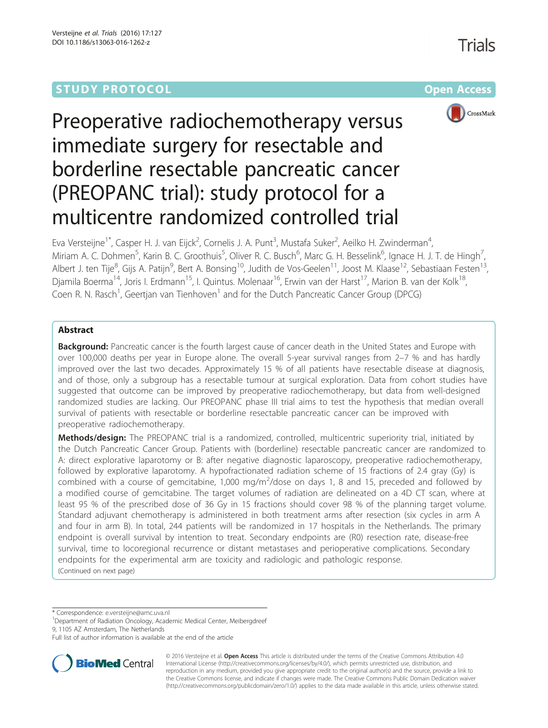STUDY PROTOCOL

Open Access

# Preoperative radiochemotherapy versus immediate surgery for resectable and borderline resectable pancreatic cancer (PREOPANC trial): study protocol for a multicentre randomized controlled trial

Eva Versteijne[1*], Casper H. J. van Eijck[2], Cornelis J. A. Punt[3], Mustafa Suker[2], Aeilko H. Zwinderman[4], Miriam A. C. Dohmen[5], Karin B. C. Groothuis[5], Oliver R. C. Busch[6], Marc G. H. Besselink[6], Ignace H. J. T. de Hingh[7], Albert J. ten Tije[8], Gijs A. Patijn[9], Bert A. Bonsing[10], Judith de Vos-Geelen[11], Joost M. Klaase[12], Sebastiaan Festen[13], Djamila Boerma[14], Joris I. Erdmann[15], I. Quintus. Molenaar[16], Erwin van der Harst[17], Marion B. van der Kolk[18], Coen R. N. Rasch[1], Geertjan van Tienhoven[1] and for the Dutch Pancreatic Cancer Group (DPCG)

## Abstract

**Background:** Pancreatic cancer is the fourth largest cause of cancer death in the United States and Europe with over 100,000 deaths per year in Europe alone. The overall 5-year survival ranges from 2–7 % and has hardly improved over the last two decades. Approximately 15 % of all patients have resectable disease at diagnosis, and of those, only a subgroup has a resectable tumour at surgical exploration. Data from cohort studies have suggested that outcome can be improved by preoperative radiochemotherapy, but data from well-designed randomized studies are lacking. Our PREOPANC phase III trial aims to test the hypothesis that median overall survival of patients with resectable or borderline resectable pancreatic cancer can be improved with preoperative radiochemotherapy.

**Methods/design:** The PREOPANC trial is a randomized, controlled, multicentric superiority trial, initiated by the Dutch Pancreatic Cancer Group. Patients with (borderline) resectable pancreatic cancer are randomized to A: direct explorative laparotomy or B: after negative diagnostic laparoscopy, preoperative radiochemotherapy, followed by explorative laparotomy. A hypofractionated radiation scheme of 15 fractions of 2.4 gray (Gy) is combined with a course of gemcitabine, 1,000 mg/m$^2$/dose on days 1, 8 and 15, preceded and followed by a modified course of gemcitabine. The target volumes of radiation are delineated on a 4D CT scan, where at least 95 % of the prescribed dose of 36 Gy in 15 fractions should cover 98 % of the planning target volume. Standard adjuvant chemotherapy is administered in both treatment arms after resection (six cycles in arm A and four in arm B). In total, 244 patients will be randomized in 17 hospitals in the Netherlands. The primary endpoint is overall survival by intention to treat. Secondary endpoints are (R0) resection rate, disease-free survival, time to locoregional recurrence or distant metastases and perioperative complications. Secondary endpoints for the experimental arm are toxicity and radiologic and pathologic response.

(Continued on next page)

\* Correspondence: e.versteijne@amc.uva.nl
[1]Department of Radiation Oncology, Academic Medical Center, Meibergdreef 9, 1105 AZ Amsterdam, The Netherlands
Full list of author information is available at the end of the article

© 2016 Versteijne et al. **Open Access** This article is distributed under the terms of the Creative Commons Attribution 4.0 International License (http://creativecommons.org/licenses/by/4.0/), which permits unrestricted use, distribution, and reproduction in any medium, provided you give appropriate credit to the original author(s) and the source, provide a link to the Creative Commons license, and indicate if changes were made. The Creative Commons Public Domain Dedication waiver (http://creativecommons.org/publicdomain/zero/1.0/) applies to the data made available in this article, unless otherwise stated.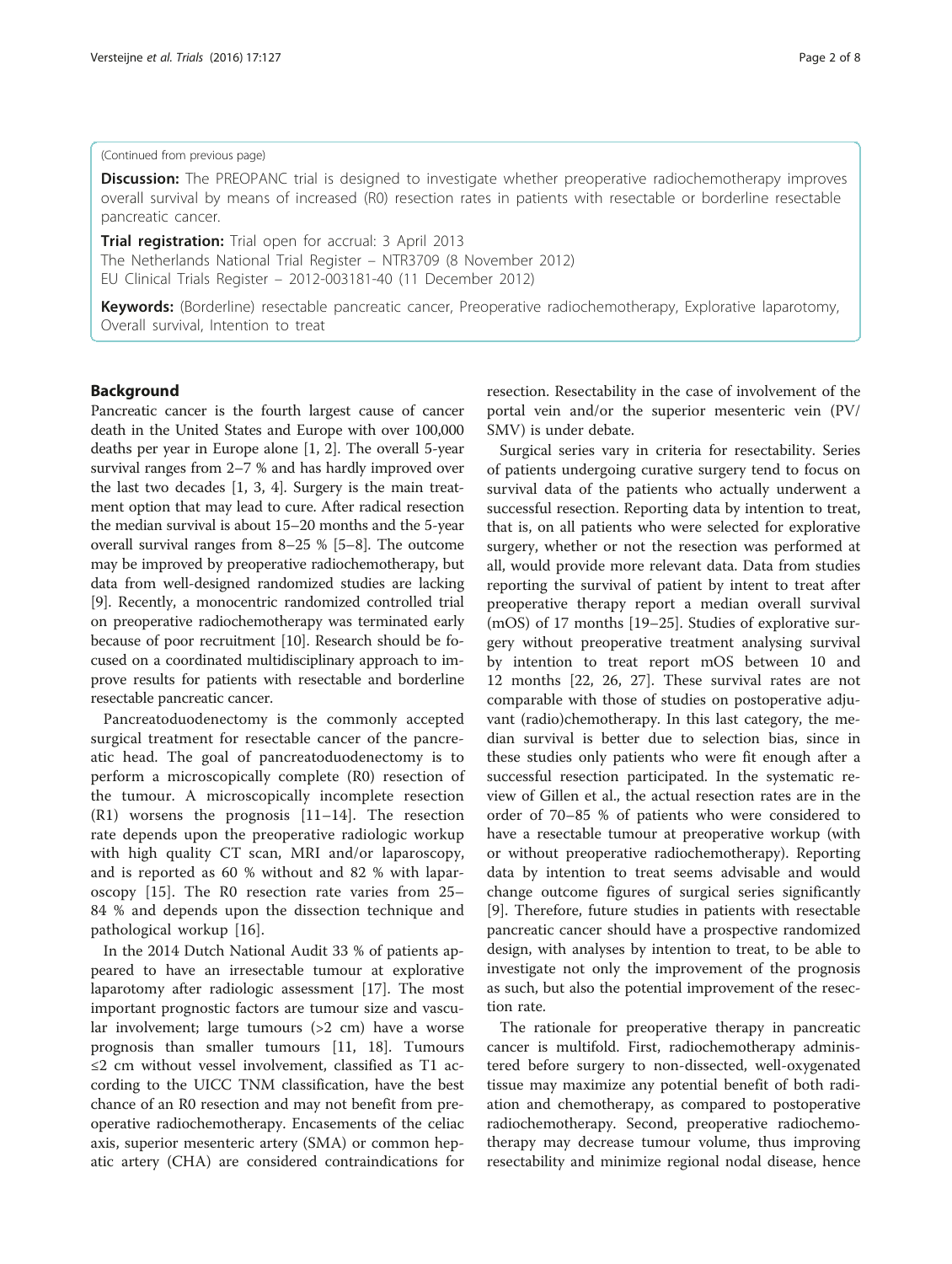(Continued from previous page)

**Discussion:** The PREOPANC trial is designed to investigate whether preoperative radiochemotherapy improves overall survival by means of increased (R0) resection rates in patients with resectable or borderline resectable pancreatic cancer.

**Trial registration:** Trial open for accrual: 3 April 2013
The Netherlands National Trial Register – NTR3709 (8 November 2012)
EU Clinical Trials Register – 2012-003181-40 (11 December 2012)

**Keywords:** (Borderline) resectable pancreatic cancer, Preoperative radiochemotherapy, Explorative laparotomy, Overall survival, Intention to treat

## Background

Pancreatic cancer is the fourth largest cause of cancer death in the United States and Europe with over 100,000 deaths per year in Europe alone [1, 2]. The overall 5-year survival ranges from 2–7 % and has hardly improved over the last two decades [1, 3, 4]. Surgery is the main treatment option that may lead to cure. After radical resection the median survival is about 15–20 months and the 5-year overall survival ranges from 8–25 % [5–8]. The outcome may be improved by preoperative radiochemotherapy, but data from well-designed randomized studies are lacking [9]. Recently, a monocentric randomized controlled trial on preoperative radiochemotherapy was terminated early because of poor recruitment [10]. Research should be focused on a coordinated multidisciplinary approach to improve results for patients with resectable and borderline resectable pancreatic cancer.

Pancreatoduodenectomy is the commonly accepted surgical treatment for resectable cancer of the pancreatic head. The goal of pancreatoduodenectomy is to perform a microscopically complete (R0) resection of the tumour. A microscopically incomplete resection (R1) worsens the prognosis [11–14]. The resection rate depends upon the preoperative radiologic workup with high quality CT scan, MRI and/or laparoscopy, and is reported as 60 % without and 82 % with laparoscopy [15]. The R0 resection rate varies from 25–84 % and depends upon the dissection technique and pathological workup [16].

In the 2014 Dutch National Audit 33 % of patients appeared to have an irresectable tumour at explorative laparotomy after radiologic assessment [17]. The most important prognostic factors are tumour size and vascular involvement; large tumours (>2 cm) have a worse prognosis than smaller tumours [11, 18]. Tumours ≤2 cm without vessel involvement, classified as T1 according to the UICC TNM classification, have the best chance of an R0 resection and may not benefit from preoperative radiochemotherapy. Encasements of the celiac axis, superior mesenteric artery (SMA) or common hepatic artery (CHA) are considered contraindications for resection. Resectability in the case of involvement of the portal vein and/or the superior mesenteric vein (PV/SMV) is under debate.

Surgical series vary in criteria for resectability. Series of patients undergoing curative surgery tend to focus on survival data of the patients who actually underwent a successful resection. Reporting data by intention to treat, that is, on all patients who were selected for explorative surgery, whether or not the resection was performed at all, would provide more relevant data. Data from studies reporting the survival of patient by intent to treat after preoperative therapy report a median overall survival (mOS) of 17 months [19–25]. Studies of explorative surgery without preoperative treatment analysing survival by intention to treat report mOS between 10 and 12 months [22, 26, 27]. These survival rates are not comparable with those of studies on postoperative adjuvant (radio)chemotherapy. In this last category, the median survival is better due to selection bias, since in these studies only patients who were fit enough after a successful resection participated. In the systematic review of Gillen et al., the actual resection rates are in the order of 70–85 % of patients who were considered to have a resectable tumour at preoperative workup (with or without preoperative radiochemotherapy). Reporting data by intention to treat seems advisable and would change outcome figures of surgical series significantly [9]. Therefore, future studies in patients with resectable pancreatic cancer should have a prospective randomized design, with analyses by intention to treat, to be able to investigate not only the improvement of the prognosis as such, but also the potential improvement of the resection rate.

The rationale for preoperative therapy in pancreatic cancer is multifold. First, radiochemotherapy administered before surgery to non-dissected, well-oxygenated tissue may maximize any potential benefit of both radiation and chemotherapy, as compared to postoperative radiochemotherapy. Second, preoperative radiochemotherapy may decrease tumour volume, thus improving resectability and minimize regional nodal disease, hence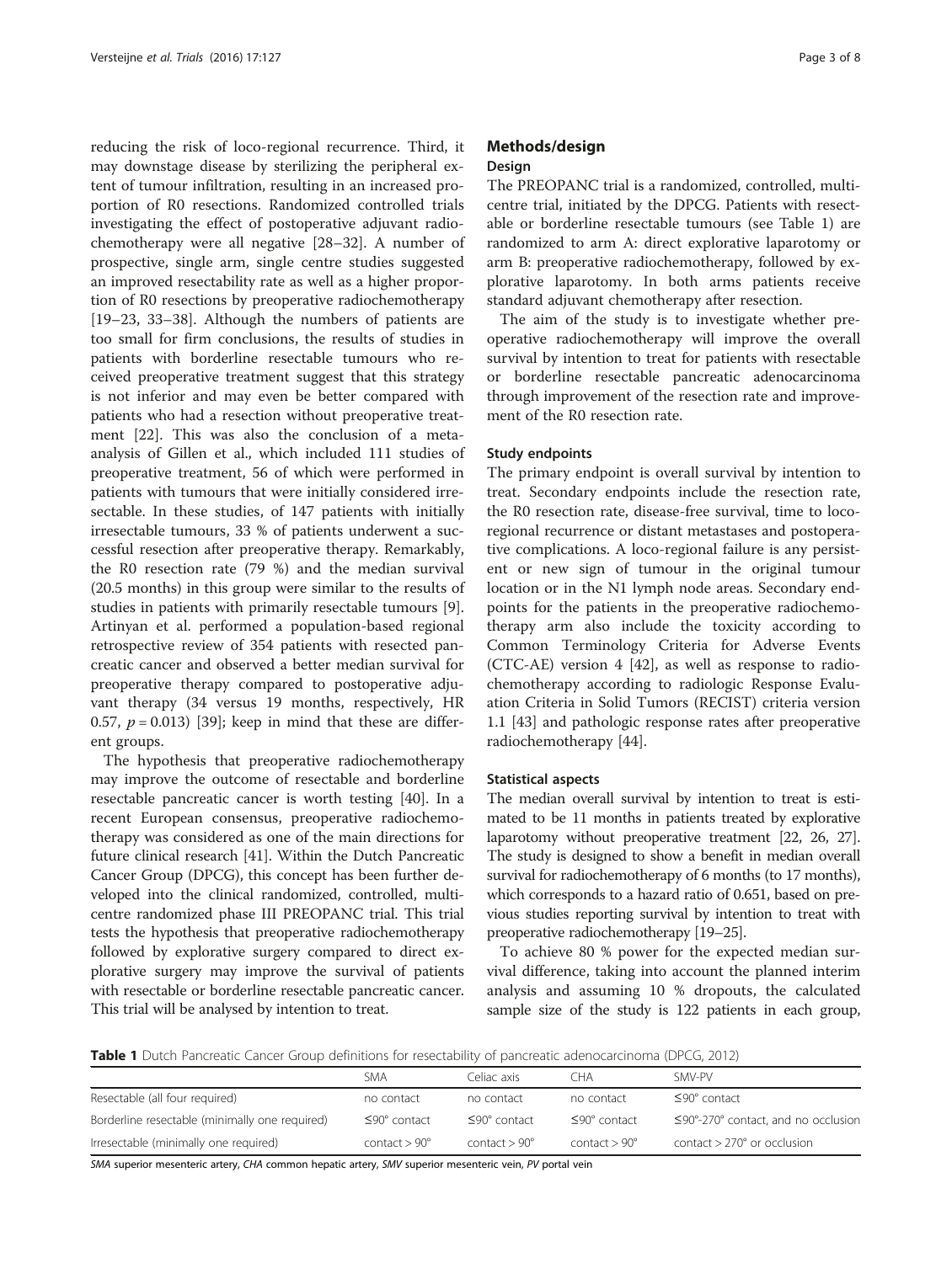reducing the risk of loco-regional recurrence. Third, it may downstage disease by sterilizing the peripheral extent of tumour infiltration, resulting in an increased proportion of R0 resections. Randomized controlled trials investigating the effect of postoperative adjuvant radiochemotherapy were all negative [28–32]. A number of prospective, single arm, single centre studies suggested an improved resectability rate as well as a higher proportion of R0 resections by preoperative radiochemotherapy [19–23, 33–38]. Although the numbers of patients are too small for firm conclusions, the results of studies in patients with borderline resectable tumours who received preoperative treatment suggest that this strategy is not inferior and may even be better compared with patients who had a resection without preoperative treatment [22]. This was also the conclusion of a meta-analysis of Gillen et al., which included 111 studies of preoperative treatment, 56 of which were performed in patients with tumours that were initially considered irresectable. In these studies, of 147 patients with initially irresectable tumours, 33 % of patients underwent a successful resection after preoperative therapy. Remarkably, the R0 resection rate (79 %) and the median survival (20.5 months) in this group were similar to the results of studies in patients with primarily resectable tumours [9]. Artinyan et al. performed a population-based regional retrospective review of 354 patients with resected pancreatic cancer and observed a better median survival for preoperative therapy compared to postoperative adjuvant therapy (34 versus 19 months, respectively, HR 0.57, $p = 0.013$) [39]; keep in mind that these are different groups.

The hypothesis that preoperative radiochemotherapy may improve the outcome of resectable and borderline resectable pancreatic cancer is worth testing [40]. In a recent European consensus, preoperative radiochemotherapy was considered as one of the main directions for future clinical research [41]. Within the Dutch Pancreatic Cancer Group (DPCG), this concept has been further developed into the clinical randomized, controlled, multicentre randomized phase III PREOPANC trial. This trial tests the hypothesis that preoperative radiochemotherapy followed by explorative surgery compared to direct explorative surgery may improve the survival of patients with resectable or borderline resectable pancreatic cancer. This trial will be analysed by intention to treat.

## Methods/design

### Design

The PREOPANC trial is a randomized, controlled, multicentre trial, initiated by the DPCG. Patients with resectable or borderline resectable tumours (see Table 1) are randomized to arm A: direct explorative laparotomy or arm B: preoperative radiochemotherapy, followed by explorative laparotomy. In both arms patients receive standard adjuvant chemotherapy after resection.

The aim of the study is to investigate whether preoperative radiochemotherapy will improve the overall survival by intention to treat for patients with resectable or borderline resectable pancreatic adenocarcinoma through improvement of the resection rate and improvement of the R0 resection rate.

### Study endpoints

The primary endpoint is overall survival by intention to treat. Secondary endpoints include the resection rate, the R0 resection rate, disease-free survival, time to loco-regional recurrence or distant metastases and postoperative complications. A loco-regional failure is any persistent or new sign of tumour in the original tumour location or in the N1 lymph node areas. Secondary endpoints for the patients in the preoperative radiochemotherapy arm also include the toxicity according to Common Terminology Criteria for Adverse Events (CTC-AE) version 4 [42], as well as response to radiochemotherapy according to radiologic Response Evaluation Criteria in Solid Tumors (RECIST) criteria version 1.1 [43] and pathologic response rates after preoperative radiochemotherapy [44].

### Statistical aspects

The median overall survival by intention to treat is estimated to be 11 months in patients treated by explorative laparotomy without preoperative treatment [22, 26, 27]. The study is designed to show a benefit in median overall survival for radiochemotherapy of 6 months (to 17 months), which corresponds to a hazard ratio of 0.651, based on previous studies reporting survival by intention to treat with preoperative radiochemotherapy [19–25].

To achieve 80 % power for the expected median survival difference, taking into account the planned interim analysis and assuming 10 % dropouts, the calculated sample size of the study is 122 patients in each group,

**Table 1** Dutch Pancreatic Cancer Group definitions for resectability of pancreatic adenocarcinoma (DPCG, 2012)

| | SMA | Celiac axis | CHA | SMV-PV |
|---|---|---|---|---|
| Resectable (all four required) | no contact | no contact | no contact | ≤90° contact |
| Borderline resectable (minimally one required) | ≤90° contact | ≤90° contact | ≤90° contact | ≤90°-270° contact, and no occlusion |
| Irresectable (minimally one required) | contact > 90° | contact > 90° | contact > 90° | contact > 270° or occlusion |

*SMA* superior mesenteric artery, *CHA* common hepatic artery, *SMV* superior mesenteric vein, *PV* portal vein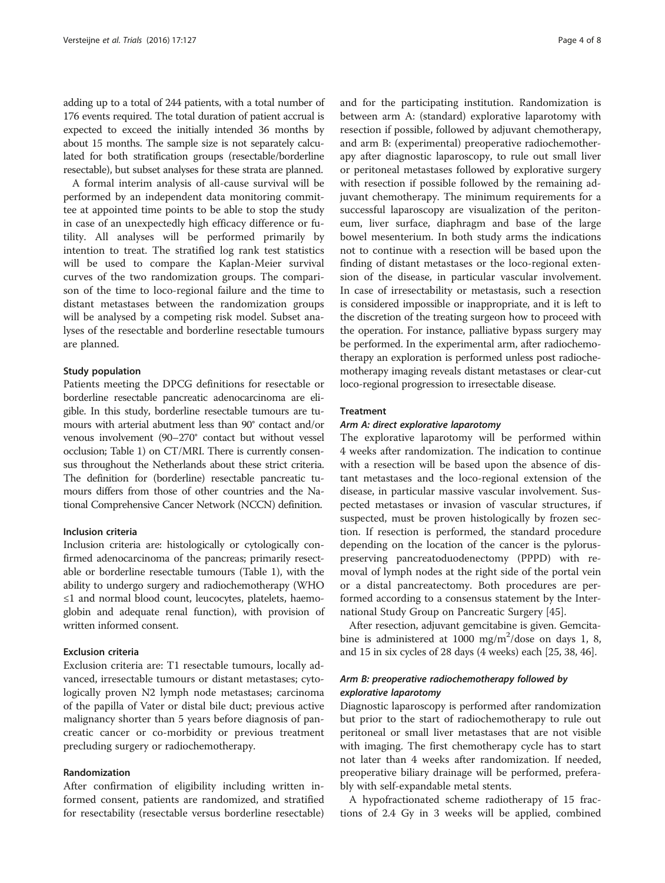adding up to a total of 244 patients, with a total number of 176 events required. The total duration of patient accrual is expected to exceed the initially intended 36 months by about 15 months. The sample size is not separately calculated for both stratification groups (resectable/borderline resectable), but subset analyses for these strata are planned.

A formal interim analysis of all-cause survival will be performed by an independent data monitoring committee at appointed time points to be able to stop the study in case of an unexpectedly high efficacy difference or futility. All analyses will be performed primarily by intention to treat. The stratified log rank test statistics will be used to compare the Kaplan-Meier survival curves of the two randomization groups. The comparison of the time to loco-regional failure and the time to distant metastases between the randomization groups will be analysed by a competing risk model. Subset analyses of the resectable and borderline resectable tumours are planned.

### Study population

Patients meeting the DPCG definitions for resectable or borderline resectable pancreatic adenocarcinoma are eligible. In this study, borderline resectable tumours are tumours with arterial abutment less than 90° contact and/or venous involvement (90–270° contact but without vessel occlusion; Table 1) on CT/MRI. There is currently consensus throughout the Netherlands about these strict criteria. The definition for (borderline) resectable pancreatic tumours differs from those of other countries and the National Comprehensive Cancer Network (NCCN) definition.

### Inclusion criteria

Inclusion criteria are: histologically or cytologically confirmed adenocarcinoma of the pancreas; primarily resectable or borderline resectable tumours (Table 1), with the ability to undergo surgery and radiochemotherapy (WHO ≤1 and normal blood count, leucocytes, platelets, haemoglobin and adequate renal function), with provision of written informed consent.

### Exclusion criteria

Exclusion criteria are: T1 resectable tumours, locally advanced, irresectable tumours or distant metastases; cytologically proven N2 lymph node metastases; carcinoma of the papilla of Vater or distal bile duct; previous active malignancy shorter than 5 years before diagnosis of pancreatic cancer or co-morbidity or previous treatment precluding surgery or radiochemotherapy.

### Randomization

After confirmation of eligibility including written informed consent, patients are randomized, and stratified for resectability (resectable versus borderline resectable) and for the participating institution. Randomization is between arm A: (standard) explorative laparotomy with resection if possible, followed by adjuvant chemotherapy, and arm B: (experimental) preoperative radiochemotherapy after diagnostic laparoscopy, to rule out small liver or peritoneal metastases followed by explorative surgery with resection if possible followed by the remaining adjuvant chemotherapy. The minimum requirements for a successful laparoscopy are visualization of the peritoneum, liver surface, diaphragm and base of the large bowel mesenterium. In both study arms the indications not to continue with a resection will be based upon the finding of distant metastases or the loco-regional extension of the disease, in particular vascular involvement. In case of irresectability or metastasis, such a resection is considered impossible or inappropriate, and it is left to the discretion of the treating surgeon how to proceed with the operation. For instance, palliative bypass surgery may be performed. In the experimental arm, after radiochemotherapy an exploration is performed unless post radiochemotherapy imaging reveals distant metastases or clear-cut loco-regional progression to irresectable disease.

### Treatment

#### *Arm A: direct explorative laparotomy*

The explorative laparotomy will be performed within 4 weeks after randomization. The indication to continue with a resection will be based upon the absence of distant metastases and the loco-regional extension of the disease, in particular massive vascular involvement. Suspected metastases or invasion of vascular structures, if suspected, must be proven histologically by frozen section. If resection is performed, the standard procedure depending on the location of the cancer is the pylorus-preserving pancreatoduodenectomy (PPPD) with removal of lymph nodes at the right side of the portal vein or a distal pancreatectomy. Both procedures are performed according to a consensus statement by the International Study Group on Pancreatic Surgery [45].

After resection, adjuvant gemcitabine is given. Gemcitabine is administered at 1000 $mg/m^2$/dose on days 1, 8, and 15 in six cycles of 28 days (4 weeks) each [25, 38, 46].

#### *Arm B: preoperative radiochemotherapy followed by explorative laparotomy*

Diagnostic laparoscopy is performed after randomization but prior to the start of radiochemotherapy to rule out peritoneal or small liver metastases that are not visible with imaging. The first chemotherapy cycle has to start not later than 4 weeks after randomization. If needed, preoperative biliary drainage will be performed, preferably with self-expandable metal stents.

A hypofractionated scheme radiotherapy of 15 fractions of 2.4 Gy in 3 weeks will be applied, combined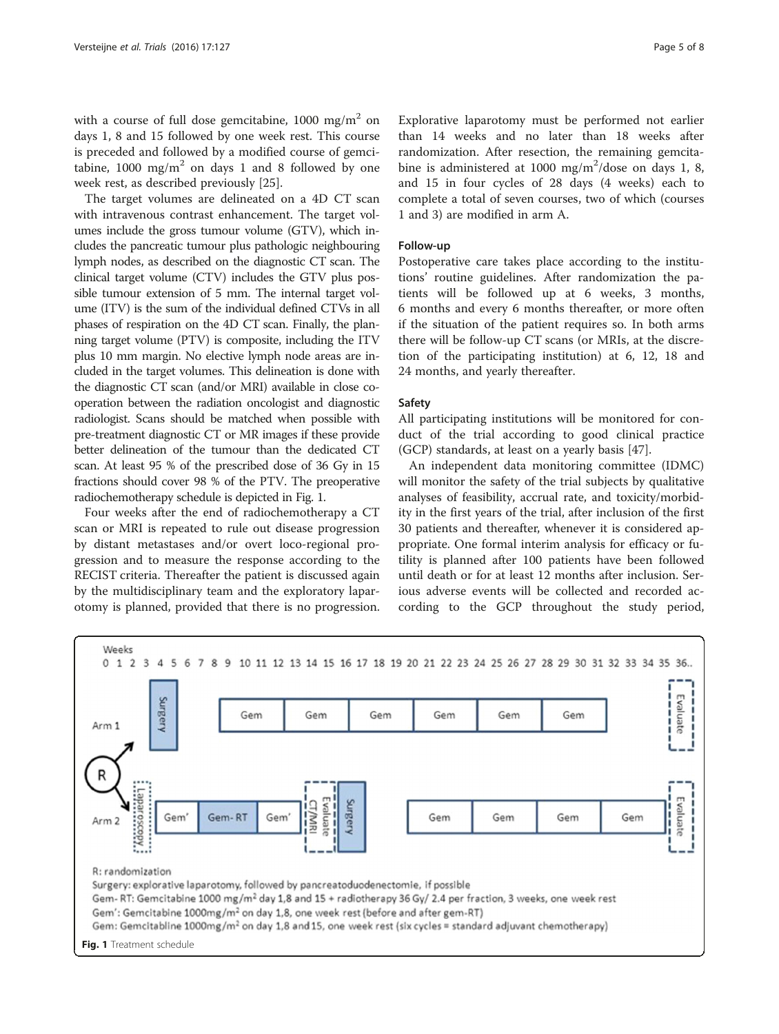with a course of full dose gemcitabine, 1000 $mg/m^2$ on days 1, 8 and 15 followed by one week rest. This course is preceded and followed by a modified course of gemcitabine, 1000 $mg/m^2$ on days 1 and 8 followed by one week rest, as described previously [25].

The target volumes are delineated on a 4D CT scan with intravenous contrast enhancement. The target volumes include the gross tumour volume (GTV), which includes the pancreatic tumour plus pathologic neighbouring lymph nodes, as described on the diagnostic CT scan. The clinical target volume (CTV) includes the GTV plus possible tumour extension of 5 mm. The internal target volume (ITV) is the sum of the individual defined CTVs in all phases of respiration on the 4D CT scan. Finally, the planning target volume (PTV) is composite, including the ITV plus 10 mm margin. No elective lymph node areas are included in the target volumes. This delineation is done with the diagnostic CT scan (and/or MRI) available in close cooperation between the radiation oncologist and diagnostic radiologist. Scans should be matched when possible with pre-treatment diagnostic CT or MR images if these provide better delineation of the tumour than the dedicated CT scan. At least 95 % of the prescribed dose of 36 Gy in 15 fractions should cover 98 % of the PTV. The preoperative radiochemotherapy schedule is depicted in Fig. 1.

Four weeks after the end of radiochemotherapy a CT scan or MRI is repeated to rule out disease progression by distant metastases and/or overt loco-regional progression and to measure the response according to the RECIST criteria. Thereafter the patient is discussed again by the multidisciplinary team and the exploratory laparotomy is planned, provided that there is no progression. Explorative laparotomy must be performed not earlier than 14 weeks and no later than 18 weeks after randomization. After resection, the remaining gemcitabine is administered at 1000 $mg/m^2$/dose on days 1, 8, and 15 in four cycles of 28 days (4 weeks) each to complete a total of seven courses, two of which (courses 1 and 3) are modified in arm A.

### Follow-up

Postoperative care takes place according to the institutions' routine guidelines. After randomization the patients will be followed up at 6 weeks, 3 months, 6 months and every 6 months thereafter, or more often if the situation of the patient requires so. In both arms there will be follow-up CT scans (or MRIs, at the discretion of the participating institution) at 6, 12, 18 and 24 months, and yearly thereafter.

### Safety

All participating institutions will be monitored for conduct of the trial according to good clinical practice (GCP) standards, at least on a yearly basis [47].

An independent data monitoring committee (IDMC) will monitor the safety of the trial subjects by qualitative analyses of feasibility, accrual rate, and toxicity/morbidity in the first years of the trial, after inclusion of the first 30 patients and thereafter, whenever it is considered appropriate. One formal interim analysis for efficacy or futility is planned after 100 patients have been followed until death or for at least 12 months after inclusion. Serious adverse events will be collected and recorded according to the GCP throughout the study period,

R: randomization
Surgery: explorative laparotomy, followed by pancreatoduodenectomie, if possible
Gem- RT: Gemcitabine 1000 $mg/m^2$ day 1,8 and 15 + radiotherapy 36 Gy/ 2.4 per fraction, 3 weeks, one week rest
Gem': Gemcitabine 1000mg/$m^2$ on day 1,8, one week rest (before and after gem-RT)
Gem: Gemcitabine 1000mg/$m^2$ on day 1,8 and 15, one week rest (six cycles = standard adjuvant chemotherapy)

**Fig. 1** Treatment schedule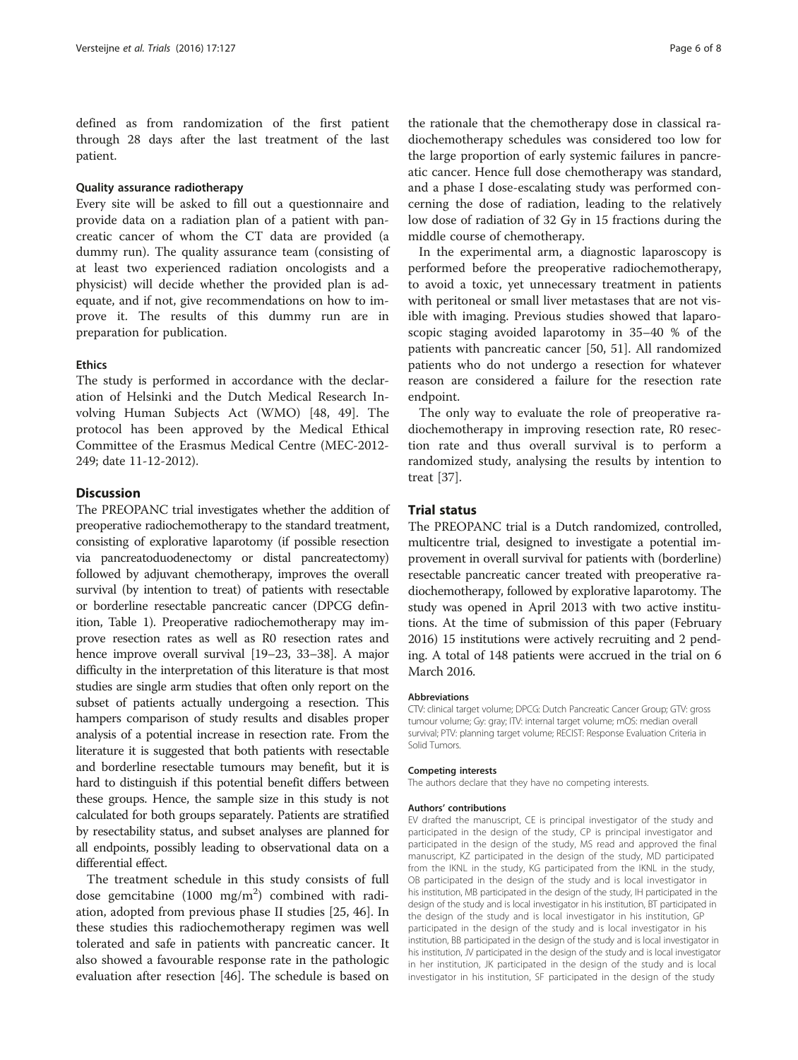defined as from randomization of the first patient through 28 days after the last treatment of the last patient.

#### Quality assurance radiotherapy

Every site will be asked to fill out a questionnaire and provide data on a radiation plan of a patient with pancreatic cancer of whom the CT data are provided (a dummy run). The quality assurance team (consisting of at least two experienced radiation oncologists and a physicist) will decide whether the provided plan is adequate, and if not, give recommendations on how to improve it. The results of this dummy run are in preparation for publication.

#### Ethics

The study is performed in accordance with the declaration of Helsinki and the Dutch Medical Research Involving Human Subjects Act (WMO) [48, 49]. The protocol has been approved by the Medical Ethical Committee of the Erasmus Medical Centre (MEC-2012-249; date 11-12-2012).

## Discussion

The PREOPANC trial investigates whether the addition of preoperative radiochemotherapy to the standard treatment, consisting of explorative laparotomy (if possible resection via pancreatoduodenectomy or distal pancreatectomy) followed by adjuvant chemotherapy, improves the overall survival (by intention to treat) of patients with resectable or borderline resectable pancreatic cancer (DPCG definition, Table 1). Preoperative radiochemotherapy may improve resection rates as well as R0 resection rates and hence improve overall survival [19–23, 33–38]. A major difficulty in the interpretation of this literature is that most studies are single arm studies that often only report on the subset of patients actually undergoing a resection. This hampers comparison of study results and disables proper analysis of a potential increase in resection rate. From the literature it is suggested that both patients with resectable and borderline resectable tumours may benefit, but it is hard to distinguish if this potential benefit differs between these groups. Hence, the sample size in this study is not calculated for both groups separately. Patients are stratified by resectability status, and subset analyses are planned for all endpoints, possibly leading to observational data on a differential effect.

The treatment schedule in this study consists of full dose gemcitabine (1000 mg/m$^2$) combined with radiation, adopted from previous phase II studies [25, 46]. In these studies this radiochemotherapy regimen was well tolerated and safe in patients with pancreatic cancer. It also showed a favourable response rate in the pathologic evaluation after resection [46]. The schedule is based on the rationale that the chemotherapy dose in classical radiochemotherapy schedules was considered too low for the large proportion of early systemic failures in pancreatic cancer. Hence full dose chemotherapy was standard, and a phase I dose-escalating study was performed concerning the dose of radiation, leading to the relatively low dose of radiation of 32 Gy in 15 fractions during the middle course of chemotherapy.

In the experimental arm, a diagnostic laparoscopy is performed before the preoperative radiochemotherapy, to avoid a toxic, yet unnecessary treatment in patients with peritoneal or small liver metastases that are not visible with imaging. Previous studies showed that laparoscopic staging avoided laparotomy in 35–40 % of the patients with pancreatic cancer [50, 51]. All randomized patients who do not undergo a resection for whatever reason are considered a failure for the resection rate endpoint.

The only way to evaluate the role of preoperative radiochemotherapy in improving resection rate, R0 resection rate and thus overall survival is to perform a randomized study, analysing the results by intention to treat [37].

## Trial status

The PREOPANC trial is a Dutch randomized, controlled, multicentre trial, designed to investigate a potential improvement in overall survival for patients with (borderline) resectable pancreatic cancer treated with preoperative radiochemotherapy, followed by explorative laparotomy. The study was opened in April 2013 with two active institutions. At the time of submission of this paper (February 2016) 15 institutions were actively recruiting and 2 pending. A total of 148 patients were accrued in the trial on 6 March 2016.

#### Abbreviations

CTV: clinical target volume; DPCG: Dutch Pancreatic Cancer Group; GTV: gross tumour volume; Gy: gray; ITV: internal target volume; mOS: median overall survival; PTV: planning target volume; RECIST: Response Evaluation Criteria in Solid Tumors.

#### Competing interests

The authors declare that they have no competing interests.

#### Authors' contributions

EV drafted the manuscript, CE is principal investigator of the study and participated in the design of the study, CP is principal investigator and participated in the design of the study, MS read and approved the final manuscript, KZ participated in the design of the study, MD participated from the IKNL in the study, KG participated from the IKNL in the study, OB participated in the design of the study and is local investigator in his institution, MB participated in the design of the study, IH participated in the design of the study and is local investigator in his institution, BT participated in the design of the study and is local investigator in his institution, GP participated in the design of the study and is local investigator in his institution, BB participated in the design of the study and is local investigator in his institution, JV participated in the design of the study and is local investigator in her institution, JK participated in the design of the study and is local investigator in his institution, SF participated in the design of the study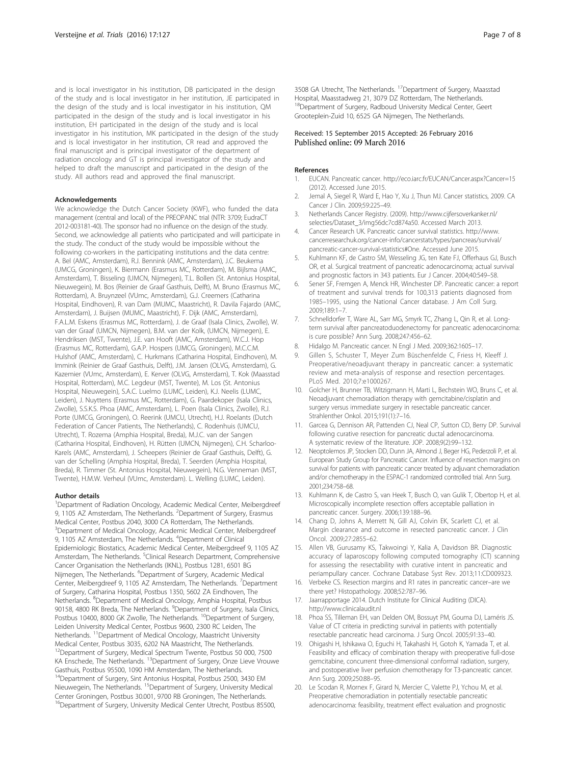and is local investigator in his institution, DB participated in the design of the study and is local investigator in her institution, JE participated in the design of the study and is local investigator in his institution, QM participated in the design of the study and is local investigator in his institution, EH participated in the design of the study and is local investigator in his institution, MK participated in the design of the study and is local investigator in her institution, CR read and approved the final manuscript and is principal investigator of the department of radiation oncology and GT is principal investigator of the study and helped to draft the manuscript and participated in the design of the study. All authors read and approved the final manuscript.

#### Acknowledgements

We acknowledge the Dutch Cancer Society (KWF), who funded the data management (central and local) of the PREOPANC trial (NTR: 3709; EudraCT 2012-003181-40). The sponsor had no influence on the design of the study. Second, we acknowledge all patients who participated and will participate in the study. The conduct of the study would be impossible without the following co-workers in the participating institutions and the data centre: A. Bel (AMC, Amsterdam), R.J. Bennink (AMC, Amsterdam), J.C. Beukema (UMCG, Groningen), K. Biermann (Erasmus MC, Rotterdam), M. Bijlsma (AMC, Amsterdam), T. Bisseling (UMCN, Nijmegen), T.L. Bollen (St. Antonius Hospital, Nieuwegein), M. Bos (Reinier de Graaf Gasthuis, Delft), M. Bruno (Erasmus MC, Rotterdam), A. Bruynzeel (VUmc, Amsterdam), G.J. Creemers (Catharina Hospital, Eindhoven), R. van Dam (MUMC, Maastricht), R. Davila Fajardo (AMC, Amsterdam), J. Buijsen (MUMC, Maastricht), F. Dijk (AMC, Amsterdam), F.A.L.M. Eskens (Erasmus MC, Rotterdam), J. de Graaf (Isala Clinics, Zwolle), W. van der Graaf (UMCN, Nijmegen), B.M. van der Kolk, (UMCN, Nijmegen), E. Hendriksen (MST, Twente), J.E. van Hooft (AMC, Amsterdam), W.C.J. Hop (Erasmus MC, Rotterdam), G.A.P. Hospers (UMCG, Groningen), M.C.C.M. Hulshof (AMC, Amsterdam), C. Hurkmans (Catharina Hospital, Eindhoven), M. Immink (Reinier de Graaf Gasthuis, Delft), J.M. Jansen (OLVG, Amsterdam), G. Kazemier (VUmc, Amsterdam), E. Kerver (OLVG, Amsterdam), T. Kok (Maasstad Hospital, Rotterdam), M.C. Legdeur (MST, Twente), M. Los (St. Antonius Hospital, Nieuwegein), S.A.C. Luelmo (LUMC, Leiden), K.J. Neelis (LUMC, Leiden), J. Nuyttens (Erasmus MC, Rotterdam), G. Paardekoper (Isala Clinics, Zwolle), S.S.K.S. Phoa (AMC, Amsterdam), L. Poen (Isala Clinics, Zwolle), R.J. Porte (UMCG, Groningen), O. Reerink (UMCU, Utrecht), H.J. Roelants (Dutch Federation of Cancer Patients, The Netherlands), C. Rodenhuis (UMCU, Utrecht), T. Rozema (Amphia Hospital, Breda), M.J.C. van der Sangen (Catharina Hospital, Eindhoven), H. Rütten (UMCN, Nijmegen), C.H. Scharloo-Karels (AMC, Amsterdam), J. Scheepers (Reinier de Graaf Gasthuis, Delft), G. van der Schelling (Amphia Hospital, Breda), T. Seerden (Amphia Hospital, Breda), R. Timmer (St. Antonius Hospital, Nieuwegein), N.G. Venneman (MST, Twente), H.M.W. Verheul (VUmc, Amsterdam). L. Welling (LUMC, Leiden).

#### Author details

[1]Department of Radiation Oncology, Academic Medical Center, Meibergdreef 9, 1105 AZ Amsterdam, The Netherlands. [2]Department of Surgery, Erasmus Medical Center, Postbus 2040, 3000 CA Rotterdam, The Netherlands. [3]Department of Medical Oncology, Academic Medical Center, Meibergdreef 9, 1105 AZ Amsterdam, The Netherlands. [4]Department of Clinical Epidemiologic Biostatics, Academic Medical Center, Meibergdreef 9, 1105 AZ Amsterdam, The Netherlands. [5]Clinical Research Department, Comprehensive Cancer Organisation the Netherlands (IKNL), Postbus 1281, 6501 BG Nijmegen, The Netherlands. [6]Department of Surgery, Academic Medical Center, Meibergdreef 9, 1105 AZ Amsterdam, The Netherlands. [7]Department of Surgery, Catharina Hospital, Postbus 1350, 5602 ZA Eindhoven, The Netherlands. [8]Department of Medical Oncology, Amphia Hospital, Postbus 90158, 4800 RK Breda, The Netherlands. [9]Department of Surgery, Isala Clinics, Postbus 10400, 8000 GK Zwolle, The Netherlands. [10]Department of Surgery, Leiden University Medical Center, Postbus 9600, 2300 RC Leiden, The Netherlands. [11]Department of Medical Oncology, Maastricht University Medical Center, Postbus 3035, 6202 NA Maastricht, The Netherlands. [12]Department of Surgery, Medical Spectrum Twente, Postbus 50 000, 7500 KA Enschede, The Netherlands. [13]Department of Surgery, Onze Lieve Vrouwe Gasthuis, Postbus 95500, 1090 HM Amsterdam, The Netherlands. [14]Department of Surgery, Sint Antonius Hospital, Postbus 2500, 3430 EM Nieuwegein, The Netherlands. [15]Department of Surgery, University Medical Center Groningen, Postbus 30.001, 9700 RB Groningen, The Netherlands. [16]Department of Surgery, University Medical Center Utrecht, Postbus 85500, 3508 GA Utrecht, The Netherlands. [17]Department of Surgery, Maasstad Hospital, Maasstadweg 21, 3079 DZ Rotterdam, The Netherlands. [18]Department of Surgery, Radboud University Medical Center, Geert Grooteplein-Zuid 10, 6525 GA Nijmegen, The Netherlands.

Received: 15 September 2015 Accepted: 26 February 2016
Published online: 09 March 2016

#### References

1. EUCAN. Pancreatic cancer. http://eco.iarc.fr/EUCAN/Cancer.aspx?Cancer=15 (2012). Accessed June 2015.
2. Jemal A, Siegel R, Ward E, Hao Y, Xu J, Thun MJ. Cancer statistics, 2009. CA Cancer J Clin. 2009;59:225–49.
3. Netherlands Cancer Registry. (2009). http://www.cijfersoverkanker.nl/selecties/Dataset_3/img56dc7cd874a50. Accessed March 2013.
4. Cancer Research UK. Pancreatic cancer survival statistics. http://www.cancerresearchuk.org/cancer-info/cancerstats/types/pancreas/survival/pancreatic-cancer-survival-statistics#One. Accessed June 2015.
5. Kuhlmann KF, de Castro SM, Wesseling JG, ten Kate FJ, Offerhaus GJ, Busch OR, et al. Surgical treatment of pancreatic adenocarcinoma; actual survival and prognostic factors in 343 patients. Eur J Cancer. 2004;40:549–58.
6. Sener SF, Fremgen A, Menck HR, Winchester DP. Pancreatic cancer: a report of treatment and survival trends for 100,313 patients diagnosed from 1985–1995, using the National Cancer database. J Am Coll Surg. 2009;189:1–7.
7. Schnelldorfer T, Ware AL, Sarr MG, Smyrk TC, Zhang L, Qin R, et al. Long-term survival after pancreatoduodenectomy for pancreatic adenocarcinoma: is cure possible? Ann Surg. 2008;247:456–62.
8. Hidalgo M. Pancreatic cancer. N Engl J Med. 2009;362:1605–17.
9. Gillen S, Schuster T, Meyer Zum Büschenfelde C, Friess H, Kleeff J. Preoperative/neoadjuvant therapy in pancreatic cancer: a systematic review and meta-analysis of response and resection percentages. PLoS Med. 2010;7:e1000267.
10. Golcher H, Brunner TB, Witzigmann H, Marti L, Bechstein WO, Bruns C, et al. Neoadjuvant chemoradiation therapy with gemcitabine/cisplatin and surgery versus immediate surgery in resectable pancreatic cancer. Strahlenther Onkol. 2015;191(1):7–16.
11. Garcea G, Dennison AR, Pattenden CJ, Neal CP, Sutton CD, Berry DP. Survival following curative resection for pancreatic ductal adenocarcinoma. A systematic review of the literature. JOP. 2008;9(2):99–132.
12. Neoptolemos JP, Stocken DD, Dunn JA, Almond J, Beger HG, Pederzoli P, et al. European Study Group for Pancreatic Cancer. Influence of resection margins on survival for patients with pancreatic cancer treated by adjuvant chemoradiation and/or chemotherapy in the ESPAC-1 randomized controlled trial. Ann Surg. 2001;234:758–68.
13. Kuhlmann K, de Castro S, van Heek T, Busch O, van Gulik T, Obertop H, et al. Microscopically incomplete resection offers acceptable palliation in pancreatic cancer. Surgery. 2006;139:188–96.
14. Chang D, Johns A, Merrett N, Gill AJ, Colvin EK, Scarlett CJ, et al. Margin clearance and outcome in resected pancreatic cancer. J Clin Oncol. 2009;27:2855–62.
15. Allen VB, Gurusamy KS, Takwoingi Y, Kalia A, Davidson BR. Diagnostic accuracy of laparoscopy following computed tomography (CT) scanning for assessing the resectability with curative intent in pancreatic and periampullary cancer. Cochrane Database Syst Rev. 2013;11:CD009323.
16. Verbeke CS. Resection margins and R1 rates in pancreatic cancer–are we there yet? Histopathology. 2008;52:787–96.
17. Jaarrapportage 2014. Dutch Institute for Clinical Auditing (DICA). http://www.clinicalaudit.nl
18. Phoa SS, Tilleman EH, van Delden OM, Bossuyt PM, Gouma DJ, Laméris JS. Value of CT criteria in predicting survival in patients with potentially resectable pancreatic head carcinoma. J Surg Oncol. 2005;91:33–40.
19. Ohigashi H, Ishikawa O, Eguchi H, Takahashi H, Gotoh K, Yamada T, et al. Feasibility and efficacy of combination therapy with preoperative full-dose gemcitabine, concurrent three-dimensional conformal radiation, surgery, and postoperative liver perfusion chemotherapy for T3-pancreatic cancer. Ann Surg. 2009;250:88–95.
20. Le Scodan R, Mornex F, Girard N, Mercier C, Valette PJ, Ychou M, et al. Preoperative chemoradiation in potentially resectable pancreatic adenocarcinoma: feasibility, treatment effect evaluation and prognostic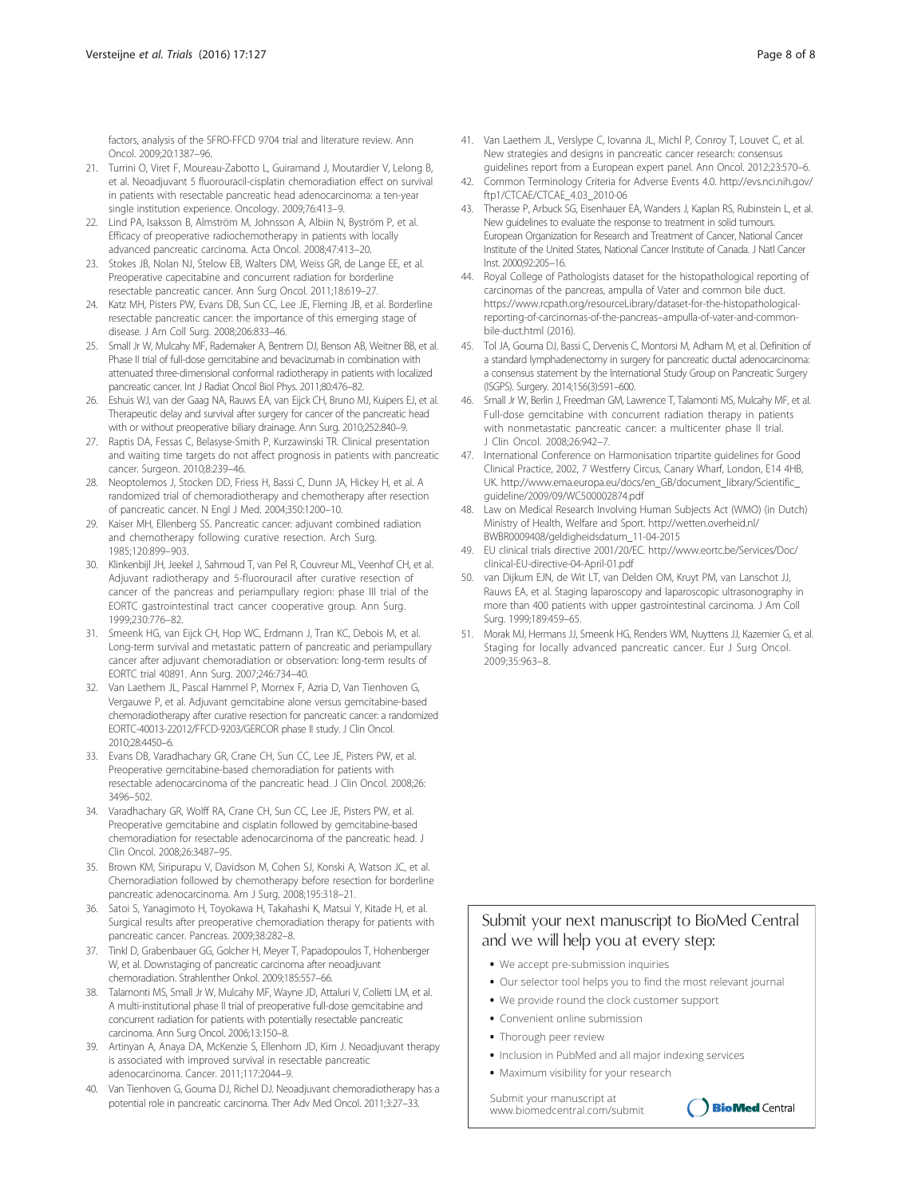factors, analysis of the SFRO-FFCD 9704 trial and literature review. Ann Oncol. 2009;20:1387–96.

21. Turrini O, Viret F, Moureau-Zabotto L, Guiramand J, Moutardier V, Lelong B, et al. Neoadjuvant 5 fluorouracil-cisplatin chemoradiation effect on survival in patients with resectable pancreatic head adenocarcinoma: a ten-year single institution experience. Oncology. 2009;76:413–9.
22. Lind PA, Isaksson B, Almström M, Johnsson A, Albiin N, Byström P, et al. Efficacy of preoperative radiochemotherapy in patients with locally advanced pancreatic carcinoma. Acta Oncol. 2008;47:413–20.
23. Stokes JB, Nolan NJ, Stelow EB, Walters DM, Weiss GR, de Lange EE, et al. Preoperative capecitabine and concurrent radiation for borderline resectable pancreatic cancer. Ann Surg Oncol. 2011;18:619–27.
24. Katz MH, Pisters PW, Evans DB, Sun CC, Lee JE, Fleming JB, et al. Borderline resectable pancreatic cancer: the importance of this emerging stage of disease. J Am Coll Surg. 2008;206:833–46.
25. Small Jr W, Mulcahy MF, Rademaker A, Bentrem DJ, Benson AB, Weitner BB, et al. Phase II trial of full-dose gemcitabine and bevacizumab in combination with attenuated three-dimensional conformal radiotherapy in patients with localized pancreatic cancer. Int J Radiat Oncol Biol Phys. 2011;80:476–82.
26. Eshuis WJ, van der Gaag NA, Rauws EA, van Eijck CH, Bruno MJ, Kuipers EJ, et al. Therapeutic delay and survival after surgery for cancer of the pancreatic head with or without preoperative biliary drainage. Ann Surg. 2010;252:840–9.
27. Raptis DA, Fessas C, Belasyse-Smith P, Kurzawinski TR. Clinical presentation and waiting time targets do not affect prognosis in patients with pancreatic cancer. Surgeon. 2010;8:239–46.
28. Neoptolemos J, Stocken DD, Friess H, Bassi C, Dunn JA, Hickey H, et al. A randomized trial of chemoradiotherapy and chemotherapy after resection of pancreatic cancer. N Engl J Med. 2004;350:1200–10.
29. Kaiser MH, Ellenberg SS. Pancreatic cancer: adjuvant combined radiation and chemotherapy following curative resection. Arch Surg. 1985;120:899–903.
30. Klinkenbijl JH, Jeekel J, Sahmoud T, van Pel R, Couvreur ML, Veenhof CH, et al. Adjuvant radiotherapy and 5-fluorouracil after curative resection of cancer of the pancreas and periampullary region: phase III trial of the EORTC gastrointestinal tract cancer cooperative group. Ann Surg. 1999;230:776–82.
31. Smeenk HG, van Eijck CH, Hop WC, Erdmann J, Tran KC, Debois M, et al. Long-term survival and metastatic pattern of pancreatic and periampullary cancer after adjuvant chemoradiation or observation: long-term results of EORTC trial 40891. Ann Surg. 2007;246:734–40.
32. Van Laethem JL, Pascal Hammel P, Mornex F, Azria D, Van Tienhoven G, Vergauwe P, et al. Adjuvant gemcitabine alone versus gemcitabine-based chemoradiotherapy after curative resection for pancreatic cancer: a randomized EORTC-40013-22012/FFCD-9203/GERCOR phase II study. J Clin Oncol. 2010;28:4450–6.
33. Evans DB, Varadhachary GR, Crane CH, Sun CC, Lee JE, Pisters PW, et al. Preoperative gemcitabine-based chemoradiation for patients with resectable adenocarcinoma of the pancreatic head. J Clin Oncol. 2008;26:3496–502.
34. Varadhachary GR, Wolff RA, Crane CH, Sun CC, Lee JE, Pisters PW, et al. Preoperative gemcitabine and cisplatin followed by gemcitabine-based chemoradiation for resectable adenocarcinoma of the pancreatic head. J Clin Oncol. 2008;26:3487–95.
35. Brown KM, Siripurapu V, Davidson M, Cohen SJ, Konski A, Watson JC, et al. Chemoradiation followed by chemotherapy before resection for borderline pancreatic adenocarcinoma. Am J Surg. 2008;195:318–21.
36. Satoi S, Yanagimoto H, Toyokawa H, Takahashi K, Matsui Y, Kitade H, et al. Surgical results after preoperative chemoradiation therapy for patients with pancreatic cancer. Pancreas. 2009;38:282–8.
37. Tinkl D, Grabenbauer GG, Golcher H, Meyer T, Papadopoulos T, Hohenberger W, et al. Downstaging of pancreatic carcinoma after neoadjuvant chemoradiation. Strahlenther Onkol. 2009;185:557–66.
38. Talamonti MS, Small Jr W, Mulcahy MF, Wayne JD, Attaluri V, Colletti LM, et al. A multi-institutional phase II trial of preoperative full-dose gemcitabine and concurrent radiation for patients with potentially resectable pancreatic carcinoma. Ann Surg Oncol. 2006;13:150–8.
39. Artinyan A, Anaya DA, McKenzie S, Ellenhorn JD, Kim J. Neoadjuvant therapy is associated with improved survival in resectable pancreatic adenocarcinoma. Cancer. 2011;117:2044–9.
40. Van Tienhoven G, Gouma DJ, Richel DJ. Neoadjuvant chemoradiotherapy has a potential role in pancreatic carcinoma. Ther Adv Med Oncol. 2011;3:27–33.
41. Van Laethem JL, Verslype C, Iovanna JL, Michl P, Conroy T, Louvet C, et al. New strategies and designs in pancreatic cancer research: consensus guidelines report from a European expert panel. Ann Oncol. 2012;23:570–6.
42. Common Terminology Criteria for Adverse Events 4.0. http://evs.nci.nih.gov/ftp1/CTCAE/CTCAE_4.03_2010-06
43. Therasse P, Arbuck SG, Eisenhauer EA, Wanders J, Kaplan RS, Rubinstein L, et al. New guidelines to evaluate the response to treatment in solid tumours. European Organization for Research and Treatment of Cancer, National Cancer Institute of the United States, National Cancer Institute of Canada. J Natl Cancer Inst. 2000;92:205–16.
44. Royal College of Pathologists dataset for the histopathological reporting of carcinomas of the pancreas, ampulla of Vater and common bile duct. https://www.rcpath.org/resourceLibrary/dataset-for-the-histopathological-reporting-of-carcinomas-of-the-pancreas–ampulla-of-vater-and-common-bile-duct.html (2016).
45. Tol JA, Gouma DJ, Bassi C, Dervenis C, Montorsi M, Adham M, et al. Definition of a standard lymphadenectomy in surgery for pancreatic ductal adenocarcinoma: a consensus statement by the International Study Group on Pancreatic Surgery (ISGPS). Surgery. 2014;156(3):591–600.
46. Small Jr W, Berlin J, Freedman GM, Lawrence T, Talamonti MS, Mulcahy MF, et al. Full-dose gemcitabine with concurrent radiation therapy in patients with nonmetastatic pancreatic cancer: a multicenter phase II trial. J Clin Oncol. 2008;26:942–7.
47. International Conference on Harmonisation tripartite guidelines for Good Clinical Practice, 2002, 7 Westferry Circus, Canary Wharf, London, E14 4HB, UK. http://www.ema.europa.eu/docs/en_GB/document_library/Scientific_guideline/2009/09/WC500002874.pdf
48. Law on Medical Research Involving Human Subjects Act (WMO) (in Dutch) Ministry of Health, Welfare and Sport. http://wetten.overheid.nl/BWBR0009408/geldigheidsdatum_11-04-2015
49. EU clinical trials directive 2001/20/EC. http://www.eortc.be/Services/Doc/clinical-EU-directive-04-April-01.pdf
50. van Dijkum EJN, de Wit LT, van Delden OM, Kruyt PM, van Lanschot JJ, Rauws EA, et al. Staging laparoscopy and laparoscopic ultrasonography in more than 400 patients with upper gastrointestinal carcinoma. J Am Coll Surg. 1999;189:459–65.
51. Morak MJ, Hermans JJ, Smeenk HG, Renders WM, Nuyttens JJ, Kazemier G, et al. Staging for locally advanced pancreatic cancer. Eur J Surg Oncol. 2009;35:963–8.

## Submit your next manuscript to BioMed Central and we will help you at every step:

- We accept pre-submission inquiries
- Our selector tool helps you to find the most relevant journal
- We provide round the clock customer support
- Convenient online submission
- Thorough peer review
- Inclusion in PubMed and all major indexing services
- Maximum visibility for your research

Submit your manuscript at
www.biomedcentral.com/submit

BioMed Central